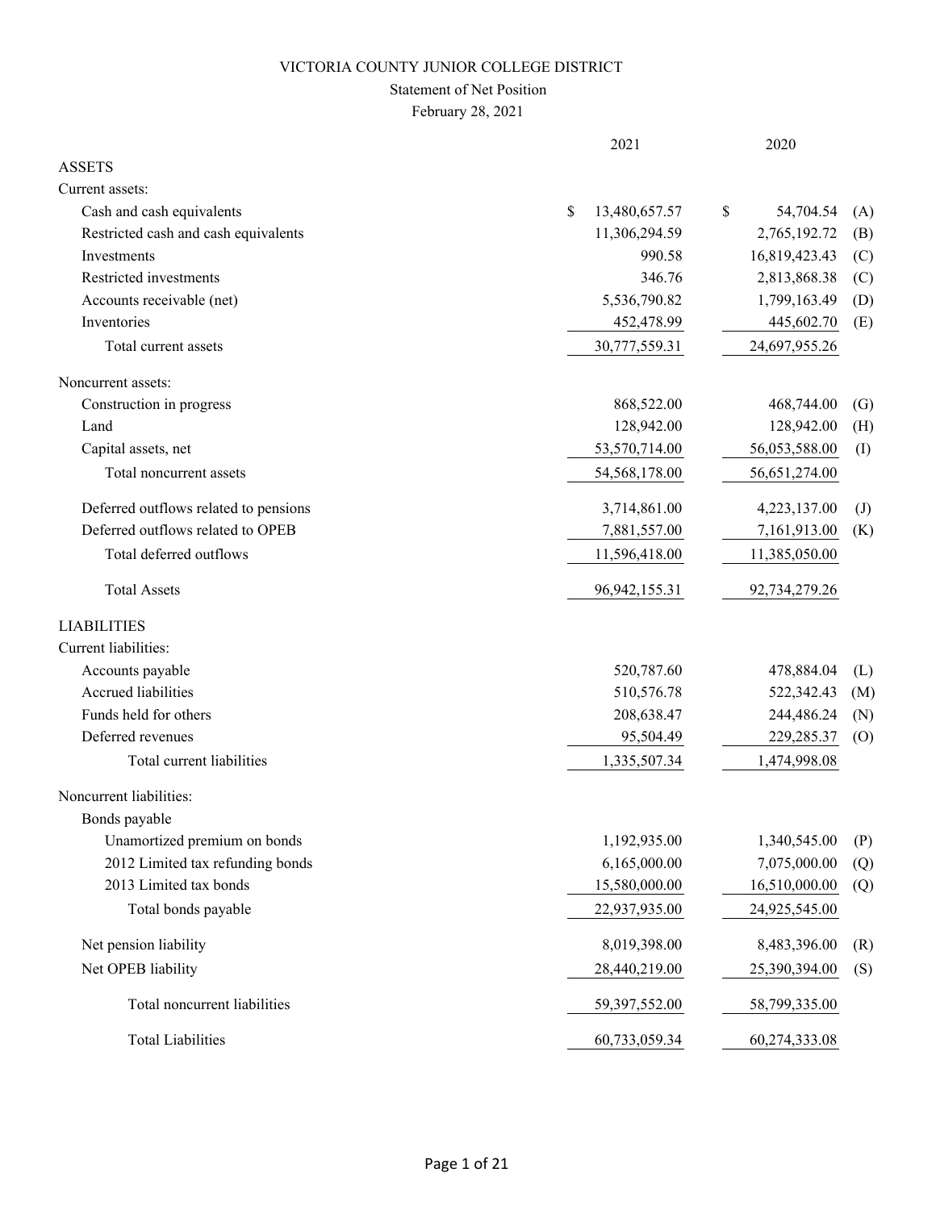# VICTORIA COUNTY JUNIOR COLLEGE DISTRICT

## Statement of Net Position

February 28, 2021

| | 2021 | 2020 | |
|---|---|---|---|
| **ASSETS** | | | |
| Current assets: | | | |
| Cash and cash equivalents | $ 13,480,657.57 | $ 54,704.54 | (A) |
| Restricted cash and cash equivalents | 11,306,294.59 | 2,765,192.72 | (B) |
| Investments | 990.58 | 16,819,423.43 | (C) |
| Restricted investments | 346.76 | 2,813,868.38 | (C) |
| Accounts receivable (net) | 5,536,790.82 | 1,799,163.49 | (D) |
| Inventories | 452,478.99 | 445,602.70 | (E) |
| Total current assets | 30,777,559.31 | 24,697,955.26 | |
| Noncurrent assets: | | | |
| Construction in progress | 868,522.00 | 468,744.00 | (G) |
| Land | 128,942.00 | 128,942.00 | (H) |
| Capital assets, net | 53,570,714.00 | 56,053,588.00 | (I) |
| Total noncurrent assets | 54,568,178.00 | 56,651,274.00 | |
| Deferred outflows related to pensions | 3,714,861.00 | 4,223,137.00 | (J) |
| Deferred outflows related to OPEB | 7,881,557.00 | 7,161,913.00 | (K) |
| Total deferred outflows | 11,596,418.00 | 11,385,050.00 | |
| Total Assets | 96,942,155.31 | 92,734,279.26 | |
| **LIABILITIES** | | | |
| Current liabilities: | | | |
| Accounts payable | 520,787.60 | 478,884.04 | (L) |
| Accrued liabilities | 510,576.78 | 522,342.43 | (M) |
| Funds held for others | 208,638.47 | 244,486.24 | (N) |
| Deferred revenues | 95,504.49 | 229,285.37 | (O) |
| Total current liabilities | 1,335,507.34 | 1,474,998.08 | |
| Noncurrent liabilities: | | | |
| Bonds payable | | | |
| Unamortized premium on bonds | 1,192,935.00 | 1,340,545.00 | (P) |
| 2012 Limited tax refunding bonds | 6,165,000.00 | 7,075,000.00 | (Q) |
| 2013 Limited tax bonds | 15,580,000.00 | 16,510,000.00 | (Q) |
| Total bonds payable | 22,937,935.00 | 24,925,545.00 | |
| Net pension liability | 8,019,398.00 | 8,483,396.00 | (R) |
| Net OPEB liability | 28,440,219.00 | 25,390,394.00 | (S) |
| Total noncurrent liabilities | 59,397,552.00 | 58,799,335.00 | |
| Total Liabilities | 60,733,059.34 | 60,274,333.08 | |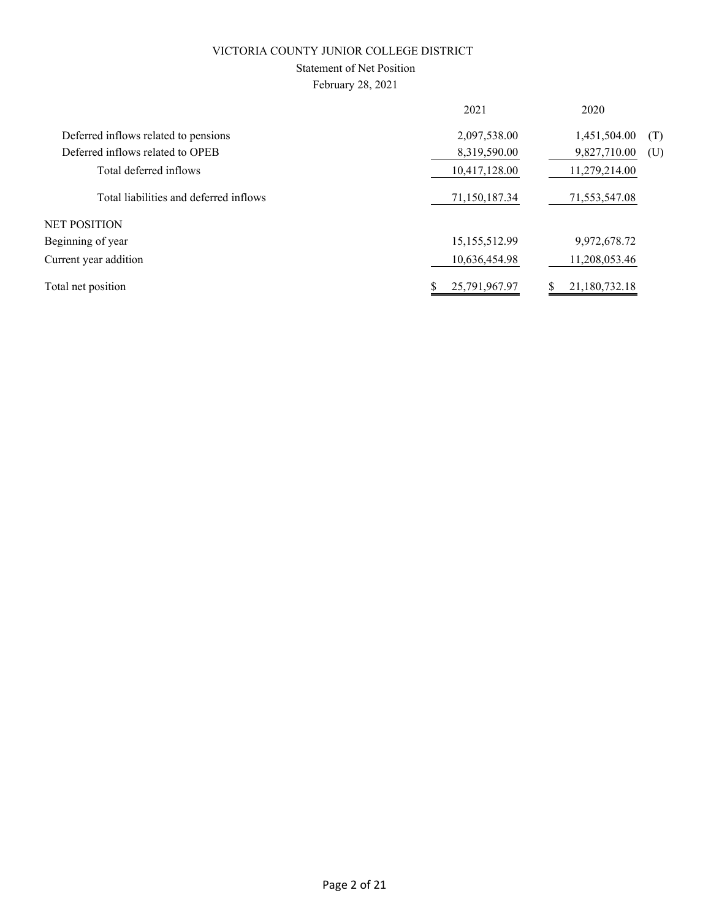VICTORIA COUNTY JUNIOR COLLEGE DISTRICT

Statement of Net Position

February 28, 2021

| | 2021 | 2020 | |
|---|---|---|---|
| Deferred inflows related to pensions | 2,097,538.00 | 1,451,504.00 | (T) |
| Deferred inflows related to OPEB | 8,319,590.00 | 9,827,710.00 | (U) |
| Total deferred inflows | 10,417,128.00 | 11,279,214.00 | |
| Total liabilities and deferred inflows | 71,150,187.34 | 71,553,547.08 | |
| NET POSITION | | | |
| Beginning of year | 15,155,512.99 | 9,972,678.72 | |
| Current year addition | 10,636,454.98 | 11,208,053.46 | |
| Total net position | $ 25,791,967.97 | $ 21,180,732.18 | |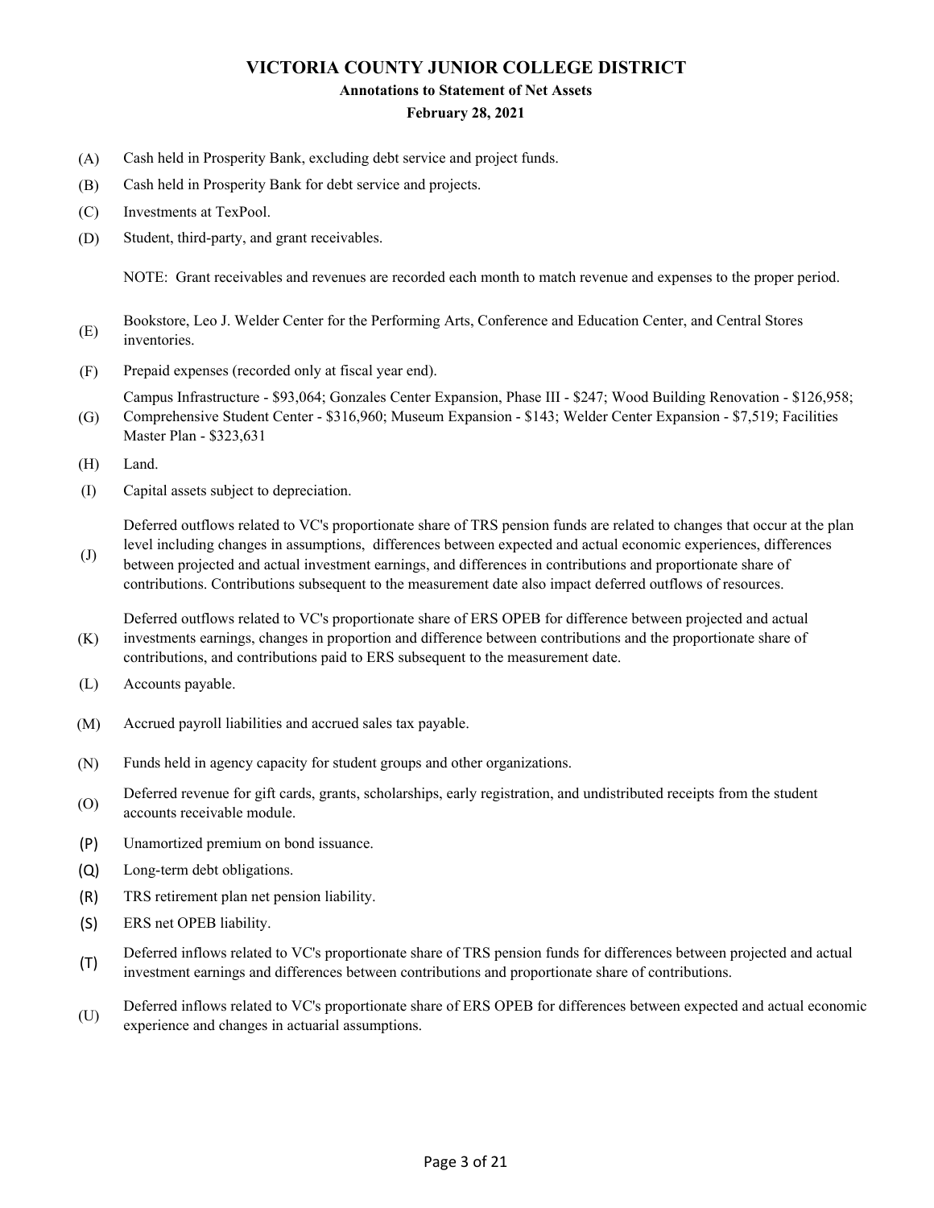# VICTORIA COUNTY JUNIOR COLLEGE DISTRICT

### Annotations to Statement of Net Assets

### February 28, 2021

(A) Cash held in Prosperity Bank, excluding debt service and project funds.

(B) Cash held in Prosperity Bank for debt service and projects.

(C) Investments at TexPool.

(D) Student, third-party, and grant receivables.

NOTE: Grant receivables and revenues are recorded each month to match revenue and expenses to the proper period.

(E) Bookstore, Leo J. Welder Center for the Performing Arts, Conference and Education Center, and Central Stores inventories.

(F) Prepaid expenses (recorded only at fiscal year end).

(G) Campus Infrastructure - $93,064; Gonzales Center Expansion, Phase III - $247; Wood Building Renovation - $126,958; Comprehensive Student Center - $316,960; Museum Expansion - $143; Welder Center Expansion - $7,519; Facilities Master Plan - $323,631

(H) Land.

(I) Capital assets subject to depreciation.

(J) Deferred outflows related to VC's proportionate share of TRS pension funds are related to changes that occur at the plan level including changes in assumptions, differences between expected and actual economic experiences, differences between projected and actual investment earnings, and differences in contributions and proportionate share of contributions. Contributions subsequent to the measurement date also impact deferred outflows of resources.

(K) Deferred outflows related to VC's proportionate share of ERS OPEB for difference between projected and actual investments earnings, changes in proportion and difference between contributions and the proportionate share of contributions, and contributions paid to ERS subsequent to the measurement date.

(L) Accounts payable.

(M) Accrued payroll liabilities and accrued sales tax payable.

(N) Funds held in agency capacity for student groups and other organizations.

(O) Deferred revenue for gift cards, grants, scholarships, early registration, and undistributed receipts from the student accounts receivable module.

(P) Unamortized premium on bond issuance.

(Q) Long-term debt obligations.

(R) TRS retirement plan net pension liability.

(S) ERS net OPEB liability.

(T) Deferred inflows related to VC's proportionate share of TRS pension funds for differences between projected and actual investment earnings and differences between contributions and proportionate share of contributions.

(U) Deferred inflows related to VC's proportionate share of ERS OPEB for differences between expected and actual economic experience and changes in actuarial assumptions.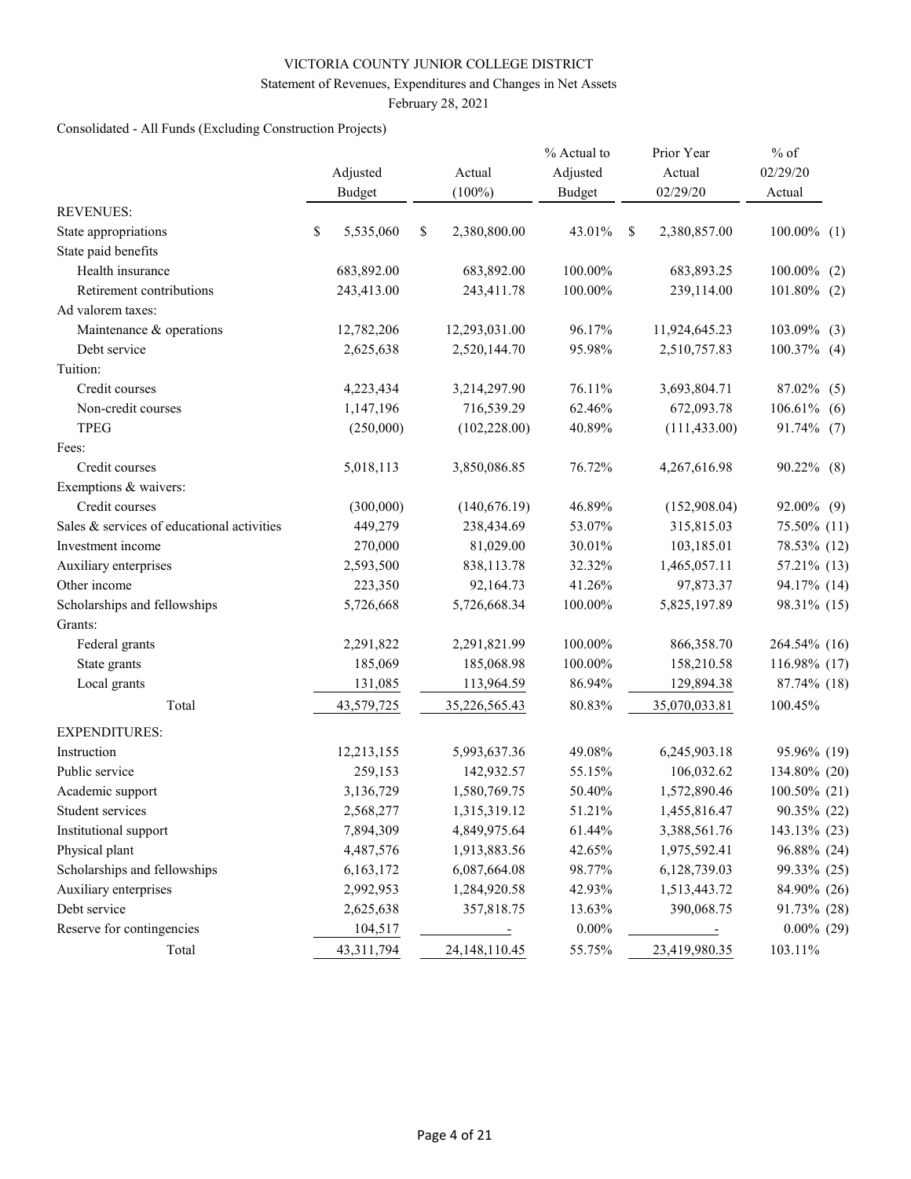VICTORIA COUNTY JUNIOR COLLEGE DISTRICT

Statement of Revenues, Expenditures and Changes in Net Assets

February 28, 2021

Consolidated - All Funds (Excluding Construction Projects)

| | Adjusted Budget | Actual (100%) | % Actual to Adjusted Budget | Prior Year Actual 02/29/20 | % of 02/29/20 Actual | |
|---|---|---|---|---|---|---|
| REVENUES: | | | | | | |
| State appropriations | $ 5,535,060 | $ 2,380,800.00 | 43.01% | $ 2,380,857.00 | 100.00% | (1) |
| State paid benefits | | | | | | |
| Health insurance | 683,892.00 | 683,892.00 | 100.00% | 683,893.25 | 100.00% | (2) |
| Retirement contributions | 243,413.00 | 243,411.78 | 100.00% | 239,114.00 | 101.80% | (2) |
| Ad valorem taxes: | | | | | | |
| Maintenance & operations | 12,782,206 | 12,293,031.00 | 96.17% | 11,924,645.23 | 103.09% | (3) |
| Debt service | 2,625,638 | 2,520,144.70 | 95.98% | 2,510,757.83 | 100.37% | (4) |
| Tuition: | | | | | | |
| Credit courses | 4,223,434 | 3,214,297.90 | 76.11% | 3,693,804.71 | 87.02% | (5) |
| Non-credit courses | 1,147,196 | 716,539.29 | 62.46% | 672,093.78 | 106.61% | (6) |
| TPEG | (250,000) | (102,228.00) | 40.89% | (111,433.00) | 91.74% | (7) |
| Fees: | | | | | | |
| Credit courses | 5,018,113 | 3,850,086.85 | 76.72% | 4,267,616.98 | 90.22% | (8) |
| Exemptions & waivers: | | | | | | |
| Credit courses | (300,000) | (140,676.19) | 46.89% | (152,908.04) | 92.00% | (9) |
| Sales & services of educational activities | 449,279 | 238,434.69 | 53.07% | 315,815.03 | 75.50% | (11) |
| Investment income | 270,000 | 81,029.00 | 30.01% | 103,185.01 | 78.53% | (12) |
| Auxiliary enterprises | 2,593,500 | 838,113.78 | 32.32% | 1,465,057.11 | 57.21% | (13) |
| Other income | 223,350 | 92,164.73 | 41.26% | 97,873.37 | 94.17% | (14) |
| Scholarships and fellowships | 5,726,668 | 5,726,668.34 | 100.00% | 5,825,197.89 | 98.31% | (15) |
| Grants: | | | | | | |
| Federal grants | 2,291,822 | 2,291,821.99 | 100.00% | 866,358.70 | 264.54% | (16) |
| State grants | 185,069 | 185,068.98 | 100.00% | 158,210.58 | 116.98% | (17) |
| Local grants | 131,085 | 113,964.59 | 86.94% | 129,894.38 | 87.74% | (18) |
| Total | 43,579,725 | 35,226,565.43 | 80.83% | 35,070,033.81 | 100.45% | |
| EXPENDITURES: | | | | | | |
| Instruction | 12,213,155 | 5,993,637.36 | 49.08% | 6,245,903.18 | 95.96% | (19) |
| Public service | 259,153 | 142,932.57 | 55.15% | 106,032.62 | 134.80% | (20) |
| Academic support | 3,136,729 | 1,580,769.75 | 50.40% | 1,572,890.46 | 100.50% | (21) |
| Student services | 2,568,277 | 1,315,319.12 | 51.21% | 1,455,816.47 | 90.35% | (22) |
| Institutional support | 7,894,309 | 4,849,975.64 | 61.44% | 3,388,561.76 | 143.13% | (23) |
| Physical plant | 4,487,576 | 1,913,883.56 | 42.65% | 1,975,592.41 | 96.88% | (24) |
| Scholarships and fellowships | 6,163,172 | 6,087,664.08 | 98.77% | 6,128,739.03 | 99.33% | (25) |
| Auxiliary enterprises | 2,992,953 | 1,284,920.58 | 42.93% | 1,513,443.72 | 84.90% | (26) |
| Debt service | 2,625,638 | 357,818.75 | 13.63% | 390,068.75 | 91.73% | (28) |
| Reserve for contingencies | 104,517 | - | 0.00% | - | 0.00% | (29) |
| Total | 43,311,794 | 24,148,110.45 | 55.75% | 23,419,980.35 | 103.11% | |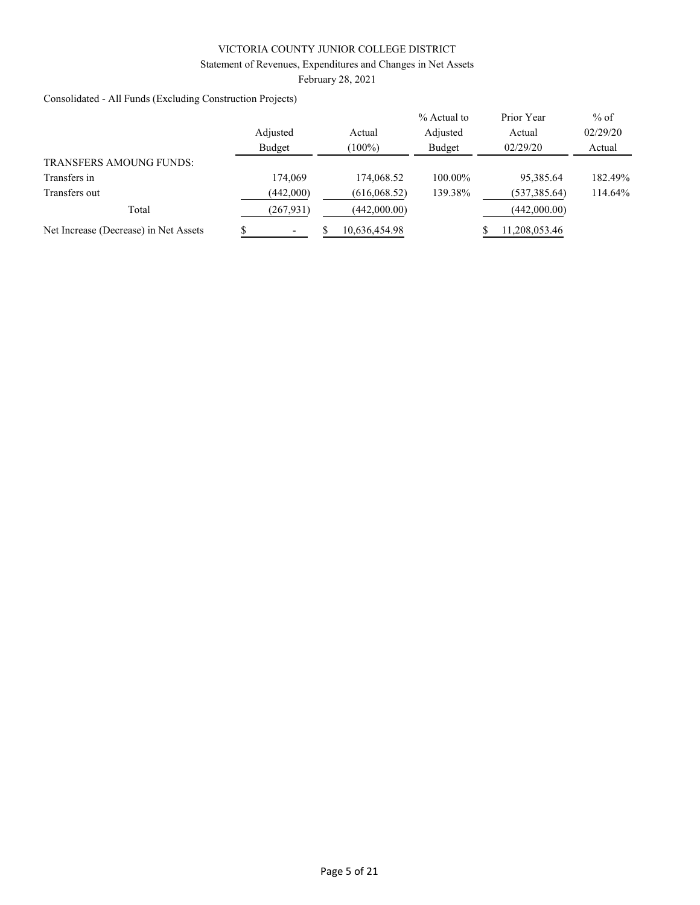VICTORIA COUNTY JUNIOR COLLEGE DISTRICT

Statement of Revenues, Expenditures and Changes in Net Assets

February 28, 2021

Consolidated - All Funds (Excluding Construction Projects)

| | Adjusted Budget | Actual (100%) | % Actual to Adjusted Budget | Prior Year Actual 02/29/20 | % of 02/29/20 Actual |
|---|---|---|---|---|---|
| TRANSFERS AMOUNG FUNDS: | | | | | |
| Transfers in | 174,069 | 174,068.52 | 100.00% | 95,385.64 | 182.49% |
| Transfers out | (442,000) | (616,068.52) | 139.38% | (537,385.64) | 114.64% |
| Total | (267,931) | (442,000.00) | | (442,000.00) | |
| Net Increase (Decrease) in Net Assets | $ - | $ 10,636,454.98 | | $ 11,208,053.46 | |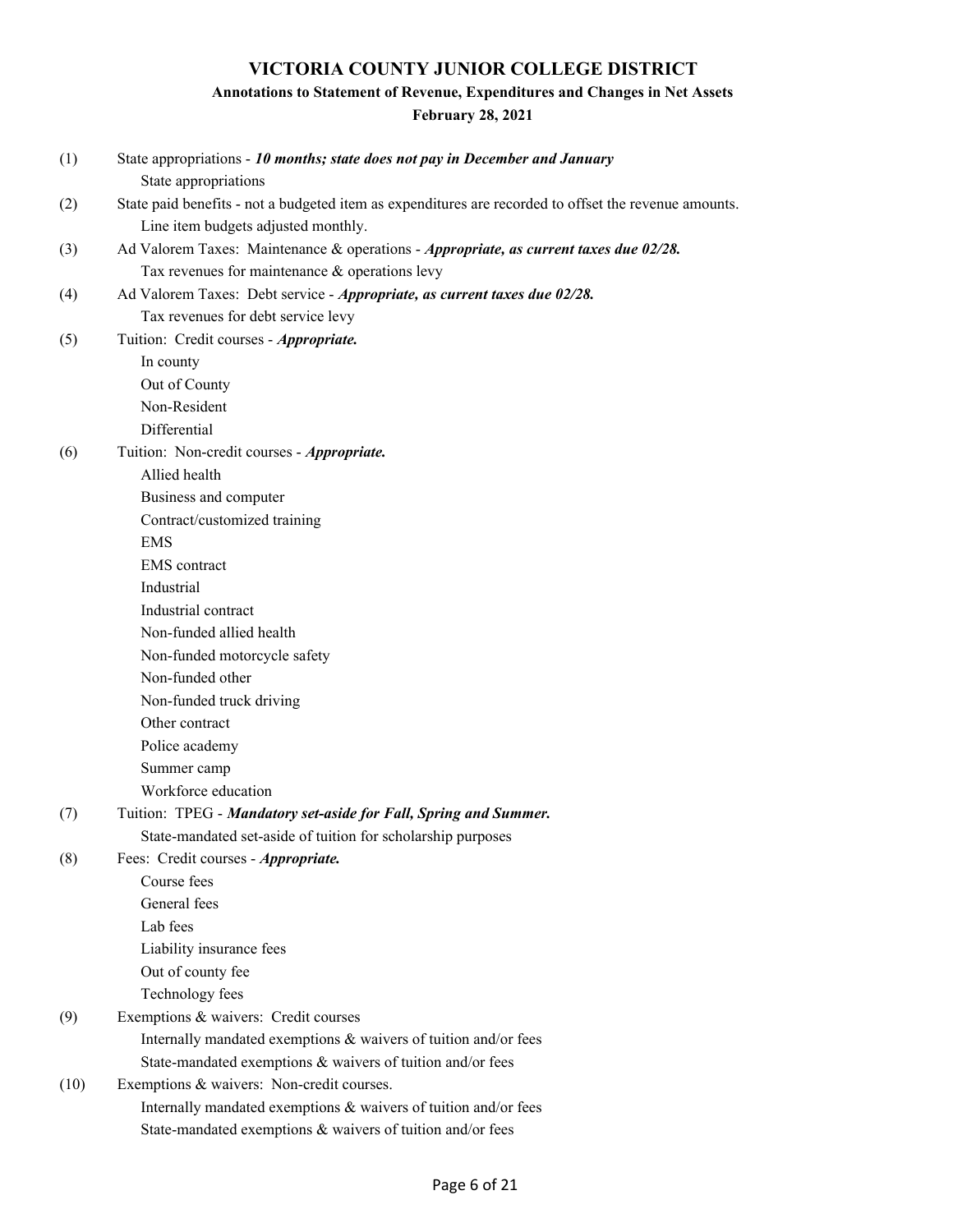# VICTORIA COUNTY JUNIOR COLLEGE DISTRICT

## Annotations to Statement of Revenue, Expenditures and Changes in Net Assets

### February 28, 2021

(1) State appropriations - ***10 months; state does not pay in December and January***
- State appropriations

(2) State paid benefits - not a budgeted item as expenditures are recorded to offset the revenue amounts.
- Line item budgets adjusted monthly.

(3) Ad Valorem Taxes: Maintenance & operations - ***Appropriate, as current taxes due 02/28.***
- Tax revenues for maintenance & operations levy

(4) Ad Valorem Taxes: Debt service - ***Appropriate, as current taxes due 02/28.***
- Tax revenues for debt service levy

(5) Tuition: Credit courses - ***Appropriate.***
- In county
- Out of County
- Non-Resident
- Differential

(6) Tuition: Non-credit courses - ***Appropriate.***
- Allied health
- Business and computer
- Contract/customized training
- EMS
- EMS contract
- Industrial
- Industrial contract
- Non-funded allied health
- Non-funded motorcycle safety
- Non-funded other
- Non-funded truck driving
- Other contract
- Police academy
- Summer camp
- Workforce education

(7) Tuition: TPEG - ***Mandatory set-aside for Fall, Spring and Summer.***
- State-mandated set-aside of tuition for scholarship purposes

(8) Fees: Credit courses - ***Appropriate.***
- Course fees
- General fees
- Lab fees
- Liability insurance fees
- Out of county fee
- Technology fees

(9) Exemptions & waivers: Credit courses
- Internally mandated exemptions & waivers of tuition and/or fees
- State-mandated exemptions & waivers of tuition and/or fees

(10) Exemptions & waivers: Non-credit courses.
- Internally mandated exemptions & waivers of tuition and/or fees
- State-mandated exemptions & waivers of tuition and/or fees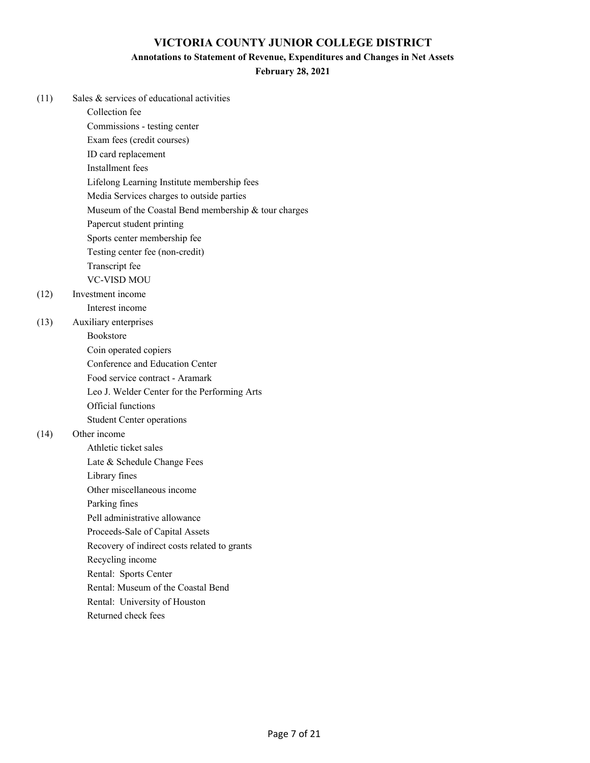# VICTORIA COUNTY JUNIOR COLLEGE DISTRICT

## Annotations to Statement of Revenue, Expenditures and Changes in Net Assets

**February 28, 2021**

(11) Sales & services of educational activities
- Collection fee
- Commissions - testing center
- Exam fees (credit courses)
- ID card replacement
- Installment fees
- Lifelong Learning Institute membership fees
- Media Services charges to outside parties
- Museum of the Coastal Bend membership & tour charges
- Papercut student printing
- Sports center membership fee
- Testing center fee (non-credit)
- Transcript fee
- VC-VISD MOU

(12) Investment income
- Interest income

(13) Auxiliary enterprises
- Bookstore
- Coin operated copiers
- Conference and Education Center
- Food service contract - Aramark
- Leo J. Welder Center for the Performing Arts
- Official functions
- Student Center operations

(14) Other income
- Athletic ticket sales
- Late & Schedule Change Fees
- Library fines
- Other miscellaneous income
- Parking fines
- Pell administrative allowance
- Proceeds-Sale of Capital Assets
- Recovery of indirect costs related to grants
- Recycling income
- Rental: Sports Center
- Rental: Museum of the Coastal Bend
- Rental: University of Houston
- Returned check fees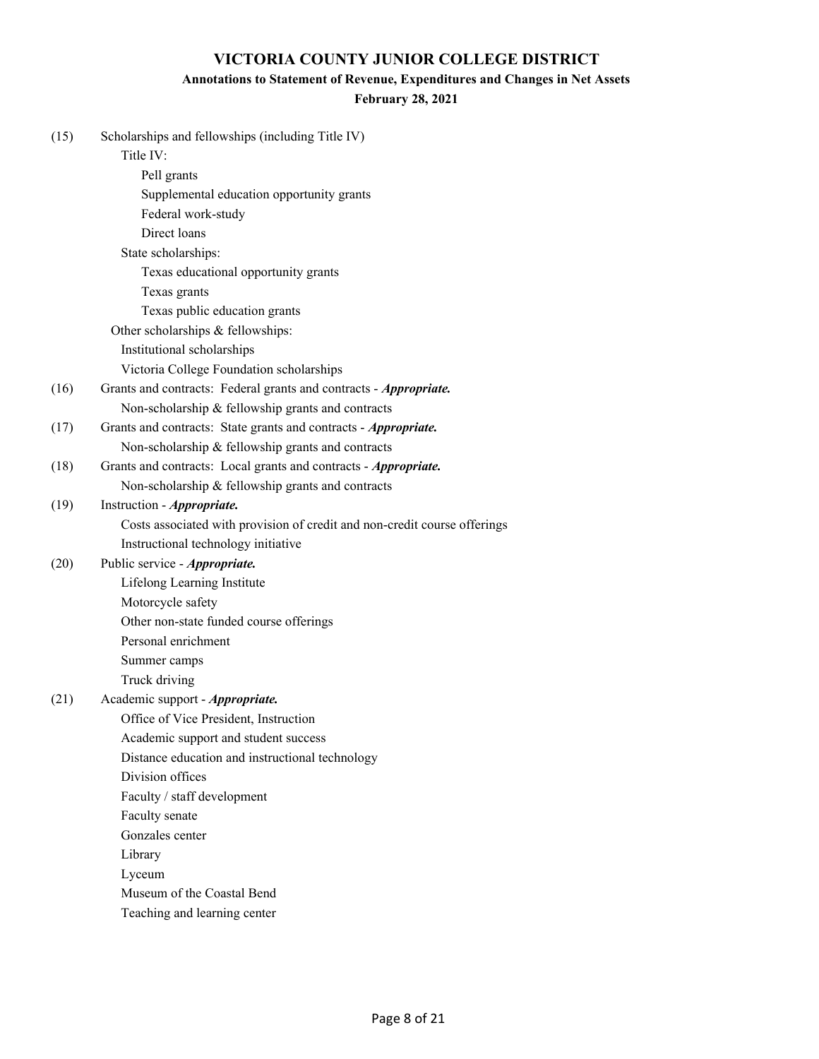# VICTORIA COUNTY JUNIOR COLLEGE DISTRICT

## Annotations to Statement of Revenue, Expenditures and Changes in Net Assets

### February 28, 2021

(15) Scholarships and fellowships (including Title IV)

- Title IV:
  - Pell grants
  - Supplemental education opportunity grants
  - Federal work-study
  - Direct loans
- State scholarships:
  - Texas educational opportunity grants
  - Texas grants
  - Texas public education grants
- Other scholarships & fellowships:
  - Institutional scholarships
  - Victoria College Foundation scholarships

(16) Grants and contracts: Federal grants and contracts - ***Appropriate.***

- Non-scholarship & fellowship grants and contracts

(17) Grants and contracts: State grants and contracts - ***Appropriate.***

- Non-scholarship & fellowship grants and contracts

(18) Grants and contracts: Local grants and contracts - ***Appropriate.***

- Non-scholarship & fellowship grants and contracts

(19) Instruction - ***Appropriate.***

- Costs associated with provision of credit and non-credit course offerings
- Instructional technology initiative

(20) Public service - ***Appropriate.***

- Lifelong Learning Institute
- Motorcycle safety
- Other non-state funded course offerings
- Personal enrichment
- Summer camps
- Truck driving

(21) Academic support - ***Appropriate.***

- Office of Vice President, Instruction
- Academic support and student success
- Distance education and instructional technology
- Division offices
- Faculty / staff development
- Faculty senate
- Gonzales center
- Library
- Lyceum
- Museum of the Coastal Bend
- Teaching and learning center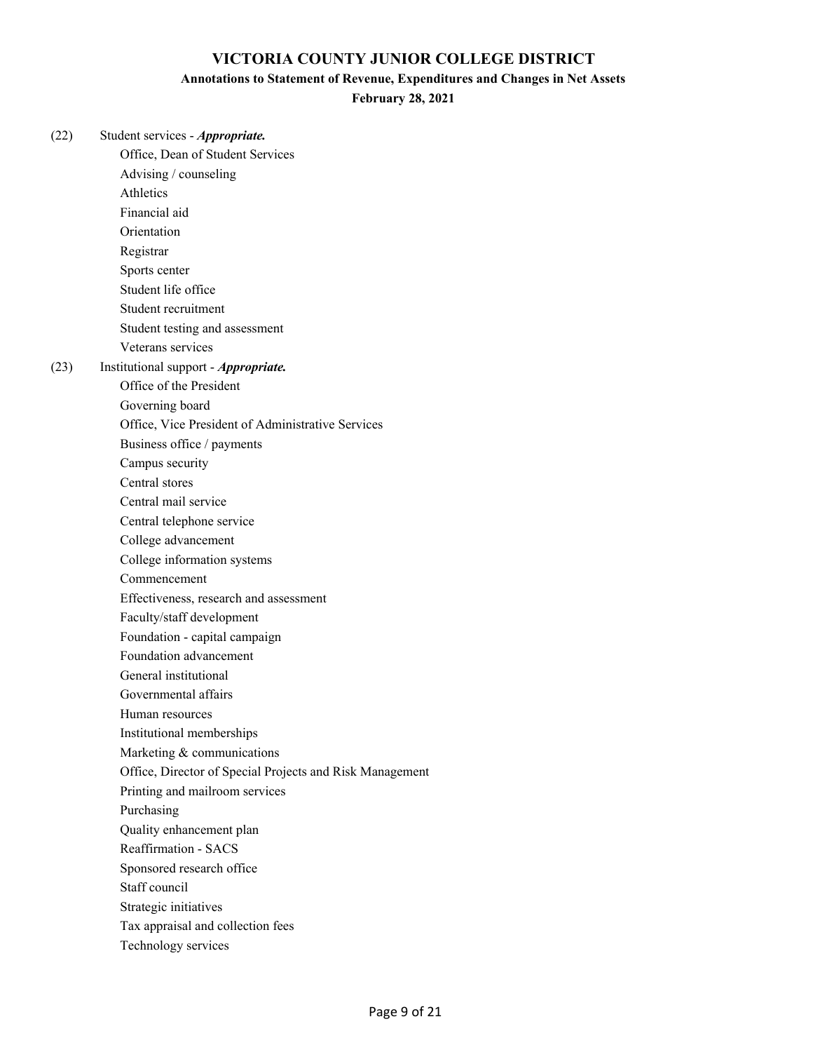# VICTORIA COUNTY JUNIOR COLLEGE DISTRICT

## Annotations to Statement of Revenue, Expenditures and Changes in Net Assets

### February 28, 2021

(22) Student services - ***Appropriate.***

- Office, Dean of Student Services
- Advising / counseling
- Athletics
- Financial aid
- Orientation
- Registrar
- Sports center
- Student life office
- Student recruitment
- Student testing and assessment
- Veterans services

(23) Institutional support - ***Appropriate.***

- Office of the President
- Governing board
- Office, Vice President of Administrative Services
- Business office / payments
- Campus security
- Central stores
- Central mail service
- Central telephone service
- College advancement
- College information systems
- Commencement
- Effectiveness, research and assessment
- Faculty/staff development
- Foundation - capital campaign
- Foundation advancement
- General institutional
- Governmental affairs
- Human resources
- Institutional memberships
- Marketing & communications
- Office, Director of Special Projects and Risk Management
- Printing and mailroom services
- Purchasing
- Quality enhancement plan
- Reaffirmation - SACS
- Sponsored research office
- Staff council
- Strategic initiatives
- Tax appraisal and collection fees
- Technology services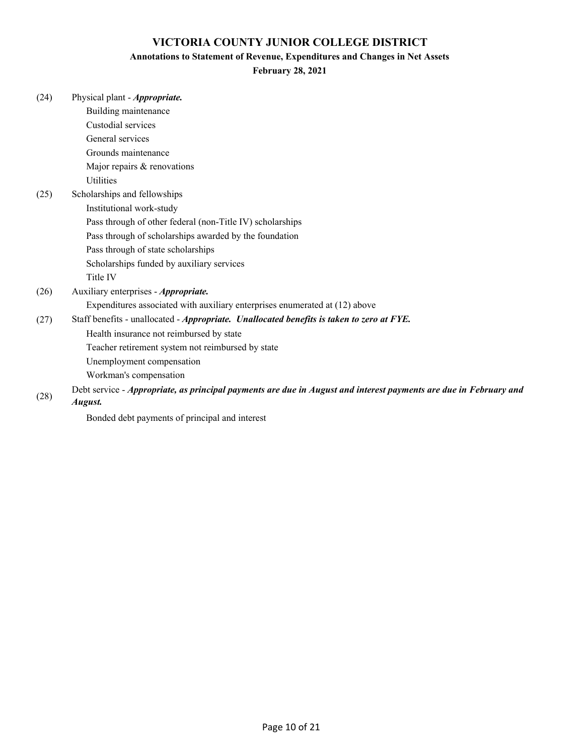# VICTORIA COUNTY JUNIOR COLLEGE DISTRICT

## Annotations to Statement of Revenue, Expenditures and Changes in Net Assets

### February 28, 2021

(24) Physical plant - ***Appropriate.***

- Building maintenance
- Custodial services
- General services
- Grounds maintenance
- Major repairs & renovations
- Utilities

(25) Scholarships and fellowships

- Institutional work-study
- Pass through of other federal (non-Title IV) scholarships
- Pass through of scholarships awarded by the foundation
- Pass through of state scholarships
- Scholarships funded by auxiliary services
- Title IV

(26) Auxiliary enterprises - ***Appropriate.***

- Expenditures associated with auxiliary enterprises enumerated at (12) above

(27) Staff benefits - unallocated - ***Appropriate. Unallocated benefits is taken to zero at FYE.***

- Health insurance not reimbursed by state
- Teacher retirement system not reimbursed by state
- Unemployment compensation
- Workman's compensation

(28) Debt service - ***Appropriate, as principal payments are due in August and interest payments are due in February and August.***

- Bonded debt payments of principal and interest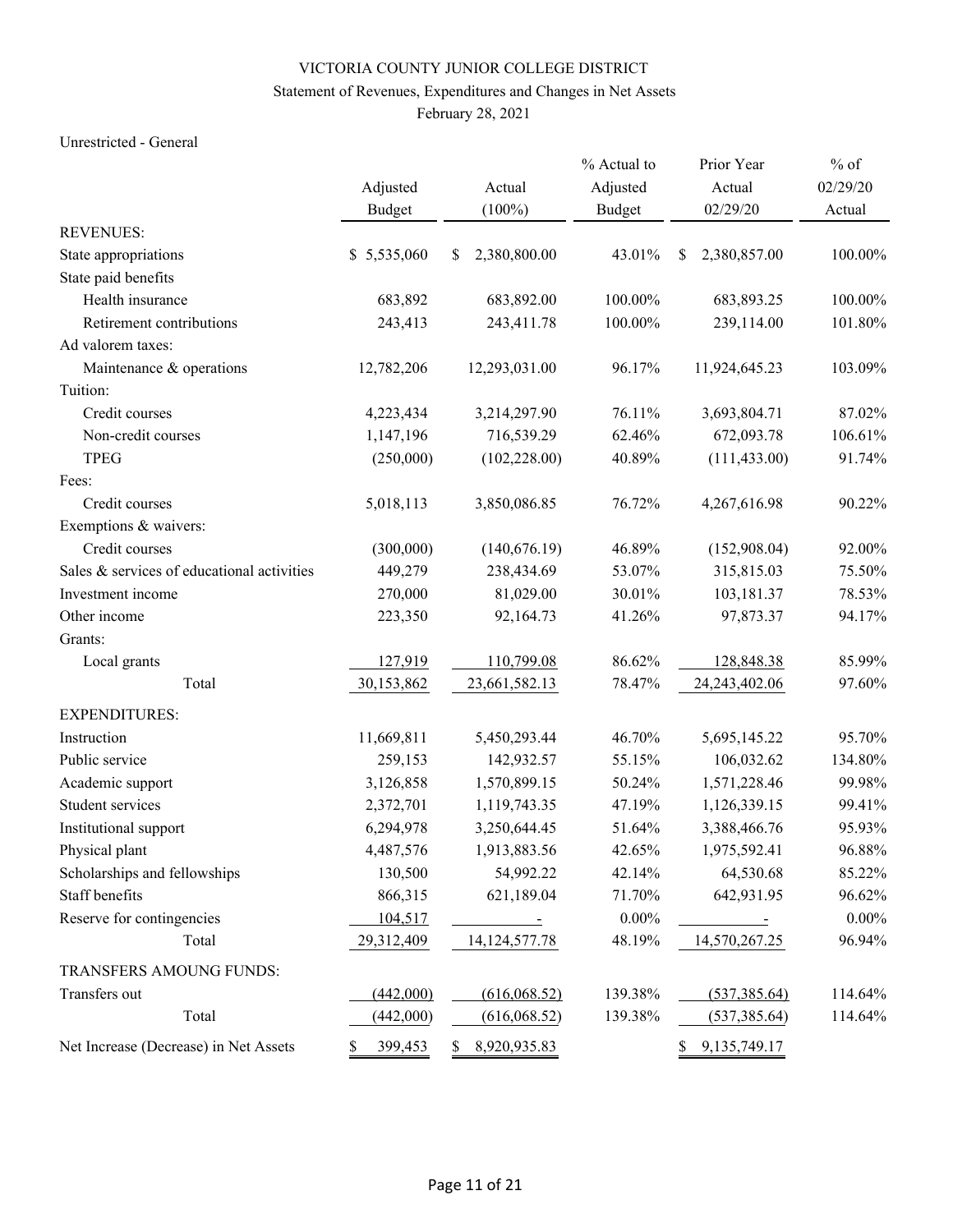VICTORIA COUNTY JUNIOR COLLEGE DISTRICT

Statement of Revenues, Expenditures and Changes in Net Assets

February 28, 2021

Unrestricted - General

| | Adjusted Budget | Actual (100%) | % Actual to Adjusted Budget | Prior Year Actual 02/29/20 | % of 02/29/20 Actual |
|---|---|---|---|---|---|
| REVENUES: | | | | | |
| State appropriations | $ 5,535,060 | $ 2,380,800.00 | 43.01% | $ 2,380,857.00 | 100.00% |
| State paid benefits | | | | | |
| Health insurance | 683,892 | 683,892.00 | 100.00% | 683,893.25 | 100.00% |
| Retirement contributions | 243,413 | 243,411.78 | 100.00% | 239,114.00 | 101.80% |
| Ad valorem taxes: | | | | | |
| Maintenance & operations | 12,782,206 | 12,293,031.00 | 96.17% | 11,924,645.23 | 103.09% |
| Tuition: | | | | | |
| Credit courses | 4,223,434 | 3,214,297.90 | 76.11% | 3,693,804.71 | 87.02% |
| Non-credit courses | 1,147,196 | 716,539.29 | 62.46% | 672,093.78 | 106.61% |
| TPEG | (250,000) | (102,228.00) | 40.89% | (111,433.00) | 91.74% |
| Fees: | | | | | |
| Credit courses | 5,018,113 | 3,850,086.85 | 76.72% | 4,267,616.98 | 90.22% |
| Exemptions & waivers: | | | | | |
| Credit courses | (300,000) | (140,676.19) | 46.89% | (152,908.04) | 92.00% |
| Sales & services of educational activities | 449,279 | 238,434.69 | 53.07% | 315,815.03 | 75.50% |
| Investment income | 270,000 | 81,029.00 | 30.01% | 103,181.37 | 78.53% |
| Other income | 223,350 | 92,164.73 | 41.26% | 97,873.37 | 94.17% |
| Grants: | | | | | |
| Local grants | 127,919 | 110,799.08 | 86.62% | 128,848.38 | 85.99% |
| Total | 30,153,862 | 23,661,582.13 | 78.47% | 24,243,402.06 | 97.60% |
| EXPENDITURES: | | | | | |
| Instruction | 11,669,811 | 5,450,293.44 | 46.70% | 5,695,145.22 | 95.70% |
| Public service | 259,153 | 142,932.57 | 55.15% | 106,032.62 | 134.80% |
| Academic support | 3,126,858 | 1,570,899.15 | 50.24% | 1,571,228.46 | 99.98% |
| Student services | 2,372,701 | 1,119,743.35 | 47.19% | 1,126,339.15 | 99.41% |
| Institutional support | 6,294,978 | 3,250,644.45 | 51.64% | 3,388,466.76 | 95.93% |
| Physical plant | 4,487,576 | 1,913,883.56 | 42.65% | 1,975,592.41 | 96.88% |
| Scholarships and fellowships | 130,500 | 54,992.22 | 42.14% | 64,530.68 | 85.22% |
| Staff benefits | 866,315 | 621,189.04 | 71.70% | 642,931.95 | 96.62% |
| Reserve for contingencies | 104,517 | - | 0.00% | - | 0.00% |
| Total | 29,312,409 | 14,124,577.78 | 48.19% | 14,570,267.25 | 96.94% |
| TRANSFERS AMOUNG FUNDS: | | | | | |
| Transfers out | (442,000) | (616,068.52) | 139.38% | (537,385.64) | 114.64% |
| Total | (442,000) | (616,068.52) | 139.38% | (537,385.64) | 114.64% |
| Net Increase (Decrease) in Net Assets | $ 399,453 | $ 8,920,935.83 | | $ 9,135,749.17 | |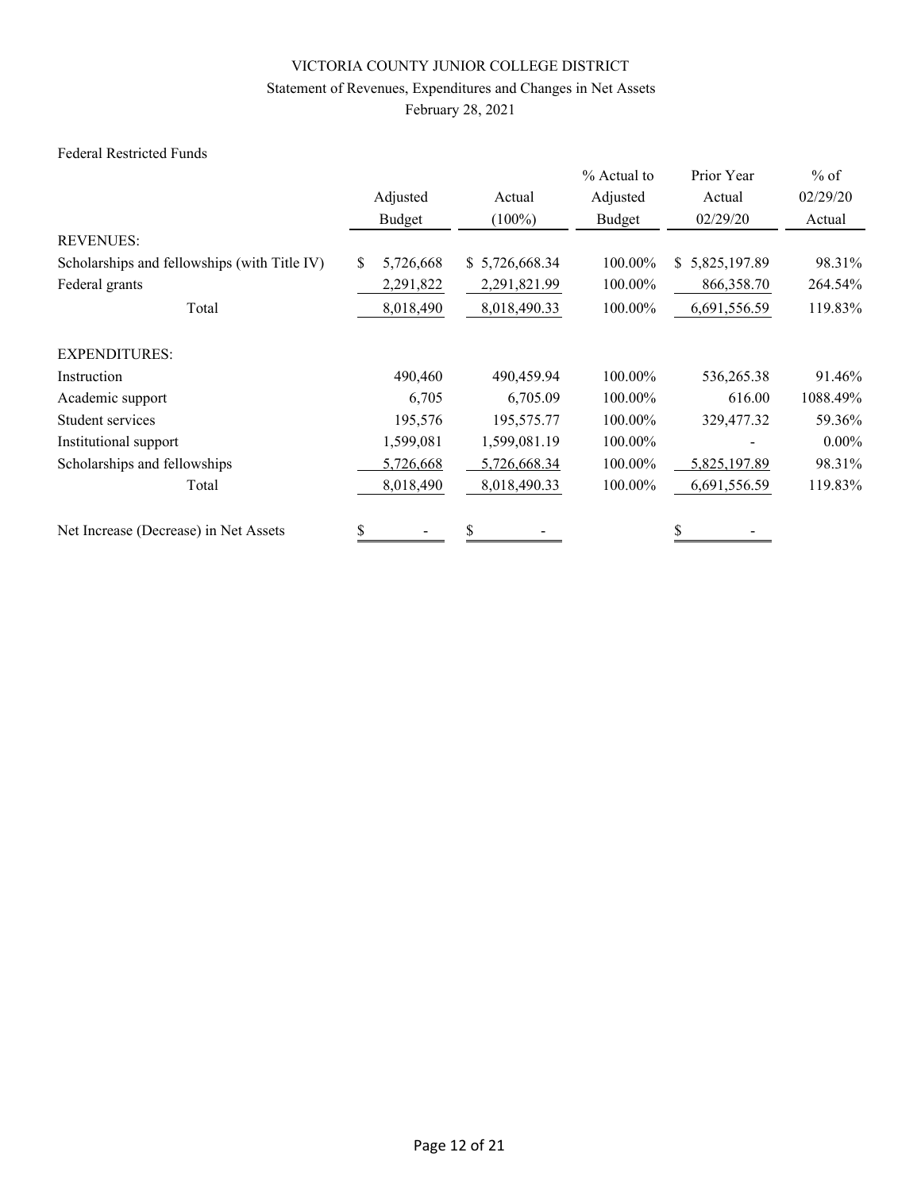VICTORIA COUNTY JUNIOR COLLEGE DISTRICT

Statement of Revenues, Expenditures and Changes in Net Assets

February 28, 2021

Federal Restricted Funds

| | Adjusted Budget | Actual (100%) | % Actual to Adjusted Budget | Prior Year Actual 02/29/20 | % of 02/29/20 Actual |
|---|---|---|---|---|---|
| REVENUES: | | | | | |
| Scholarships and fellowships (with Title IV) | $ 5,726,668 | $ 5,726,668.34 | 100.00% | $ 5,825,197.89 | 98.31% |
| Federal grants | 2,291,822 | 2,291,821.99 | 100.00% | 866,358.70 | 264.54% |
| Total | 8,018,490 | 8,018,490.33 | 100.00% | 6,691,556.59 | 119.83% |
| EXPENDITURES: | | | | | |
| Instruction | 490,460 | 490,459.94 | 100.00% | 536,265.38 | 91.46% |
| Academic support | 6,705 | 6,705.09 | 100.00% | 616.00 | 1088.49% |
| Student services | 195,576 | 195,575.77 | 100.00% | 329,477.32 | 59.36% |
| Institutional support | 1,599,081 | 1,599,081.19 | 100.00% | - | 0.00% |
| Scholarships and fellowships | 5,726,668 | 5,726,668.34 | 100.00% | 5,825,197.89 | 98.31% |
| Total | 8,018,490 | 8,018,490.33 | 100.00% | 6,691,556.59 | 119.83% |
| Net Increase (Decrease) in Net Assets | $ - | $ - | | $ - | |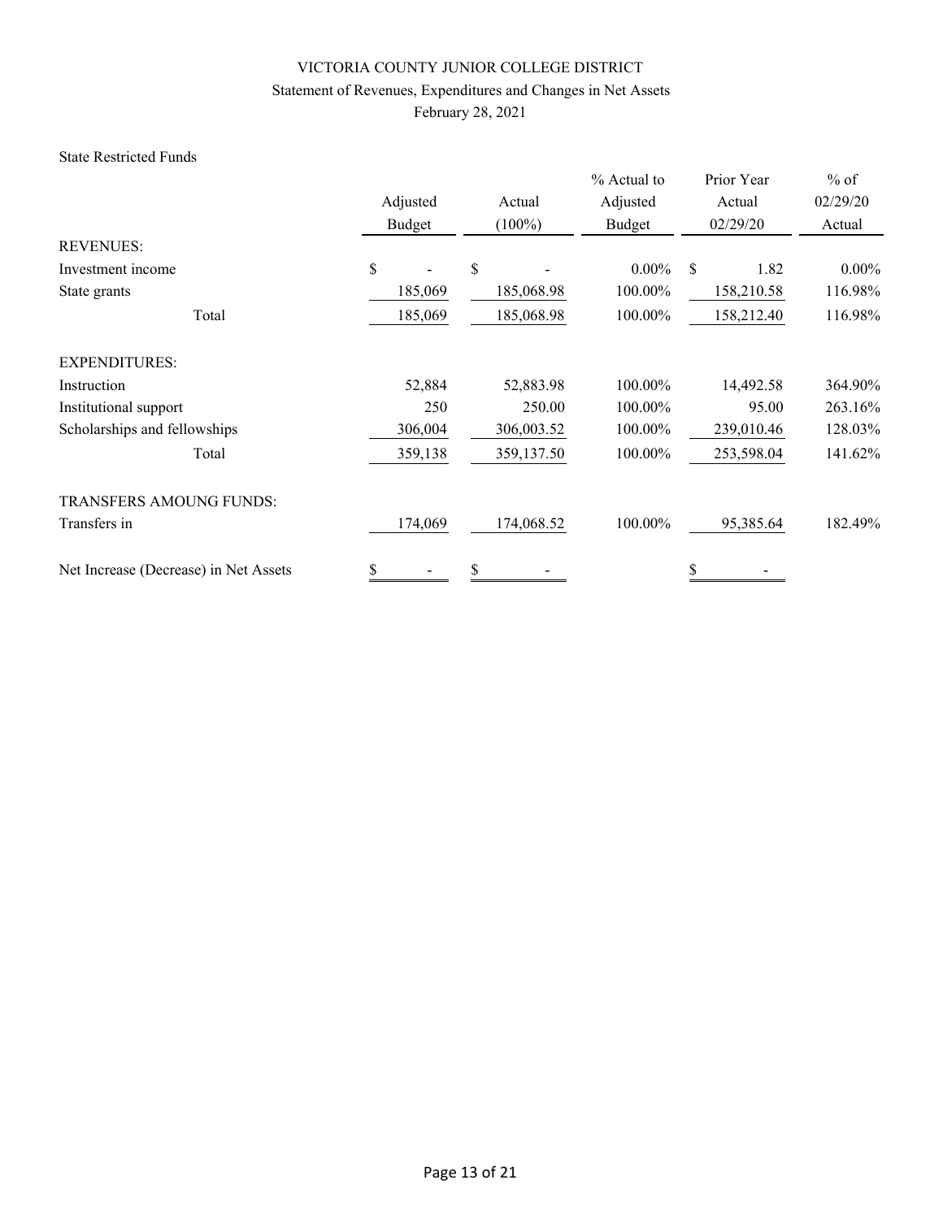# VICTORIA COUNTY JUNIOR COLLEGE DISTRICT

## Statement of Revenues, Expenditures and Changes in Net Assets

## February 28, 2021

State Restricted Funds

| | Adjusted Budget | Actual (100%) | % Actual to Adjusted Budget | Prior Year Actual 02/29/20 | % of 02/29/20 Actual |
|---|---|---|---|---|---|
| REVENUES: | | | | | |
| Investment income | $ - | $ - | 0.00% | $ 1.82 | 0.00% |
| State grants | 185,069 | 185,068.98 | 100.00% | 158,210.58 | 116.98% |
| Total | 185,069 | 185,068.98 | 100.00% | 158,212.40 | 116.98% |
| EXPENDITURES: | | | | | |
| Instruction | 52,884 | 52,883.98 | 100.00% | 14,492.58 | 364.90% |
| Institutional support | 250 | 250.00 | 100.00% | 95.00 | 263.16% |
| Scholarships and fellowships | 306,004 | 306,003.52 | 100.00% | 239,010.46 | 128.03% |
| Total | 359,138 | 359,137.50 | 100.00% | 253,598.04 | 141.62% |
| TRANSFERS AMOUNG FUNDS: | | | | | |
| Transfers in | 174,069 | 174,068.52 | 100.00% | 95,385.64 | 182.49% |
| Net Increase (Decrease) in Net Assets | $ - | $ - | | $ - | |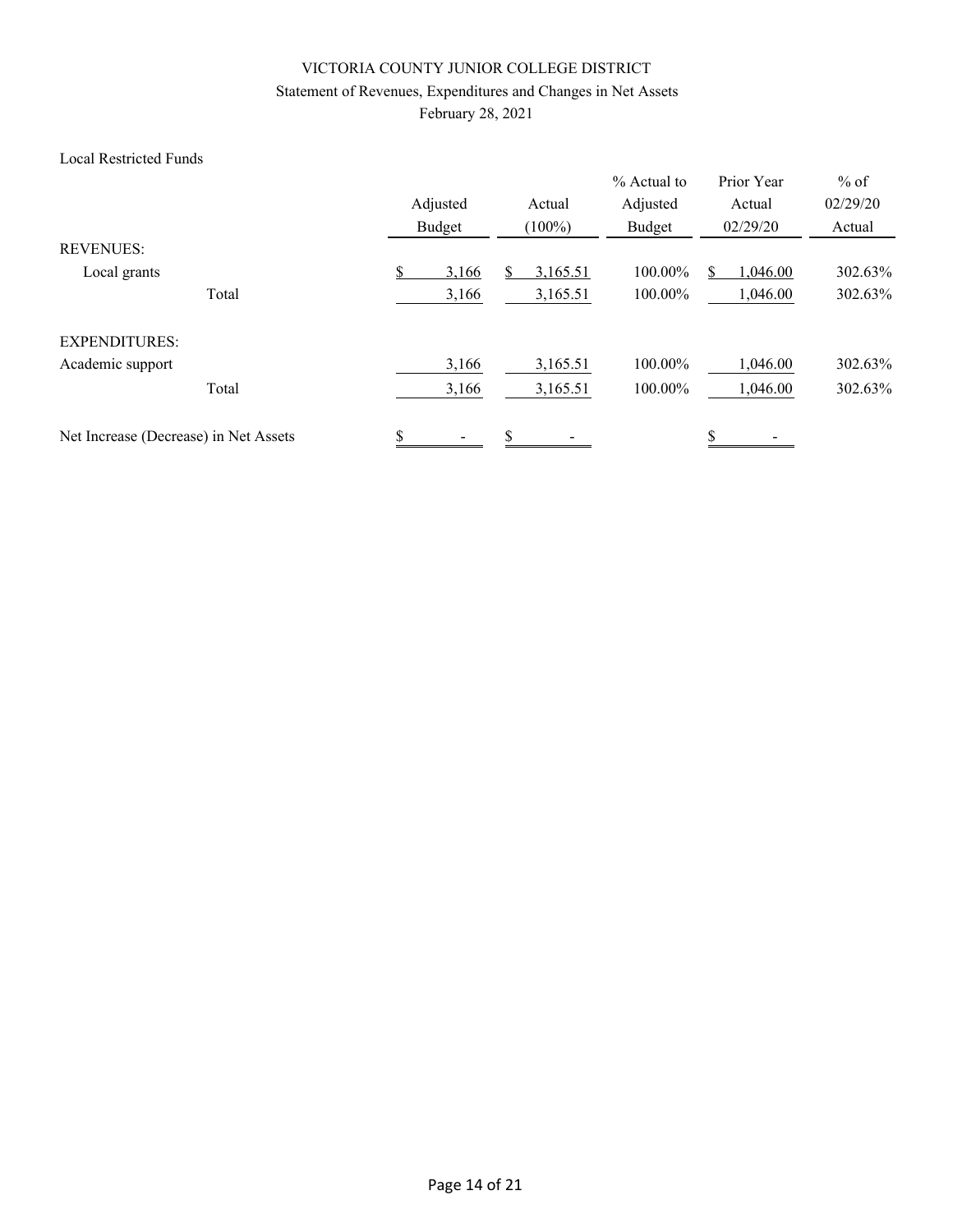# VICTORIA COUNTY JUNIOR COLLEGE DISTRICT

## Statement of Revenues, Expenditures and Changes in Net Assets

February 28, 2021

Local Restricted Funds

| | Adjusted Budget | Actual (100%) | % Actual to Adjusted Budget | Prior Year Actual 02/29/20 | % of 02/29/20 Actual |
|---|---|---|---|---|---|
| REVENUES: | | | | | |
| Local grants | $ 3,166 | $ 3,165.51 | 100.00% | $ 1,046.00 | 302.63% |
| Total | 3,166 | 3,165.51 | 100.00% | 1,046.00 | 302.63% |
| EXPENDITURES: | | | | | |
| Academic support | 3,166 | 3,165.51 | 100.00% | 1,046.00 | 302.63% |
| Total | 3,166 | 3,165.51 | 100.00% | 1,046.00 | 302.63% |
| Net Increase (Decrease) in Net Assets | $ - | $ - | | $ - | |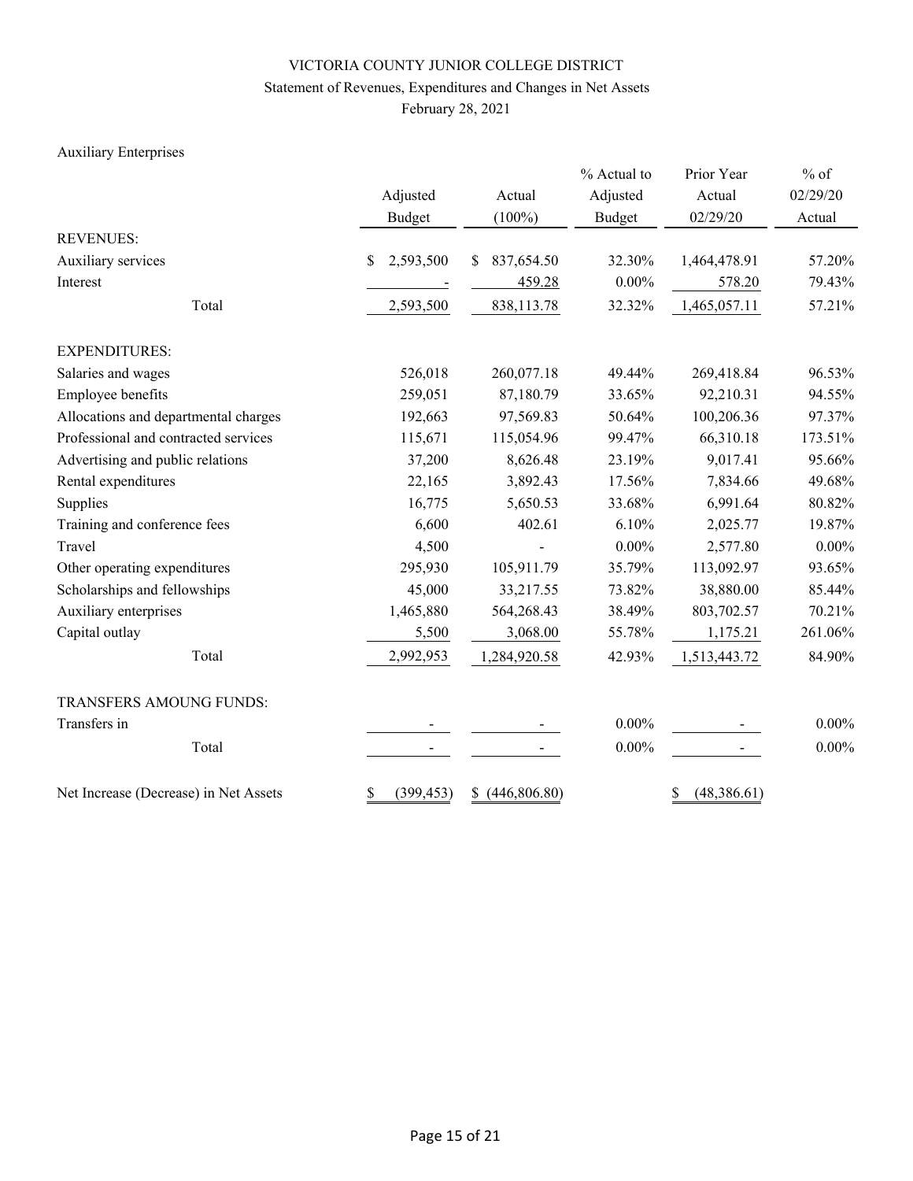VICTORIA COUNTY JUNIOR COLLEGE DISTRICT

Statement of Revenues, Expenditures and Changes in Net Assets

February 28, 2021

Auxiliary Enterprises

| | Adjusted Budget | Actual (100%) | % Actual to Adjusted Budget | Prior Year Actual 02/29/20 | % of 02/29/20 Actual |
|---|---|---|---|---|---|
| REVENUES: | | | | | |
| Auxiliary services | $ 2,593,500 | $ 837,654.50 | 32.30% | 1,464,478.91 | 57.20% |
| Interest | - | 459.28 | 0.00% | 578.20 | 79.43% |
| Total | 2,593,500 | 838,113.78 | 32.32% | 1,465,057.11 | 57.21% |
| EXPENDITURES: | | | | | |
| Salaries and wages | 526,018 | 260,077.18 | 49.44% | 269,418.84 | 96.53% |
| Employee benefits | 259,051 | 87,180.79 | 33.65% | 92,210.31 | 94.55% |
| Allocations and departmental charges | 192,663 | 97,569.83 | 50.64% | 100,206.36 | 97.37% |
| Professional and contracted services | 115,671 | 115,054.96 | 99.47% | 66,310.18 | 173.51% |
| Advertising and public relations | 37,200 | 8,626.48 | 23.19% | 9,017.41 | 95.66% |
| Rental expenditures | 22,165 | 3,892.43 | 17.56% | 7,834.66 | 49.68% |
| Supplies | 16,775 | 5,650.53 | 33.68% | 6,991.64 | 80.82% |
| Training and conference fees | 6,600 | 402.61 | 6.10% | 2,025.77 | 19.87% |
| Travel | 4,500 | - | 0.00% | 2,577.80 | 0.00% |
| Other operating expenditures | 295,930 | 105,911.79 | 35.79% | 113,092.97 | 93.65% |
| Scholarships and fellowships | 45,000 | 33,217.55 | 73.82% | 38,880.00 | 85.44% |
| Auxiliary enterprises | 1,465,880 | 564,268.43 | 38.49% | 803,702.57 | 70.21% |
| Capital outlay | 5,500 | 3,068.00 | 55.78% | 1,175.21 | 261.06% |
| Total | 2,992,953 | 1,284,920.58 | 42.93% | 1,513,443.72 | 84.90% |
| TRANSFERS AMOUNG FUNDS: | | | | | |
| Transfers in | - | - | 0.00% | - | 0.00% |
| Total | - | - | 0.00% | - | 0.00% |
| Net Increase (Decrease) in Net Assets | $ (399,453) | $ (446,806.80) | | $ (48,386.61) | |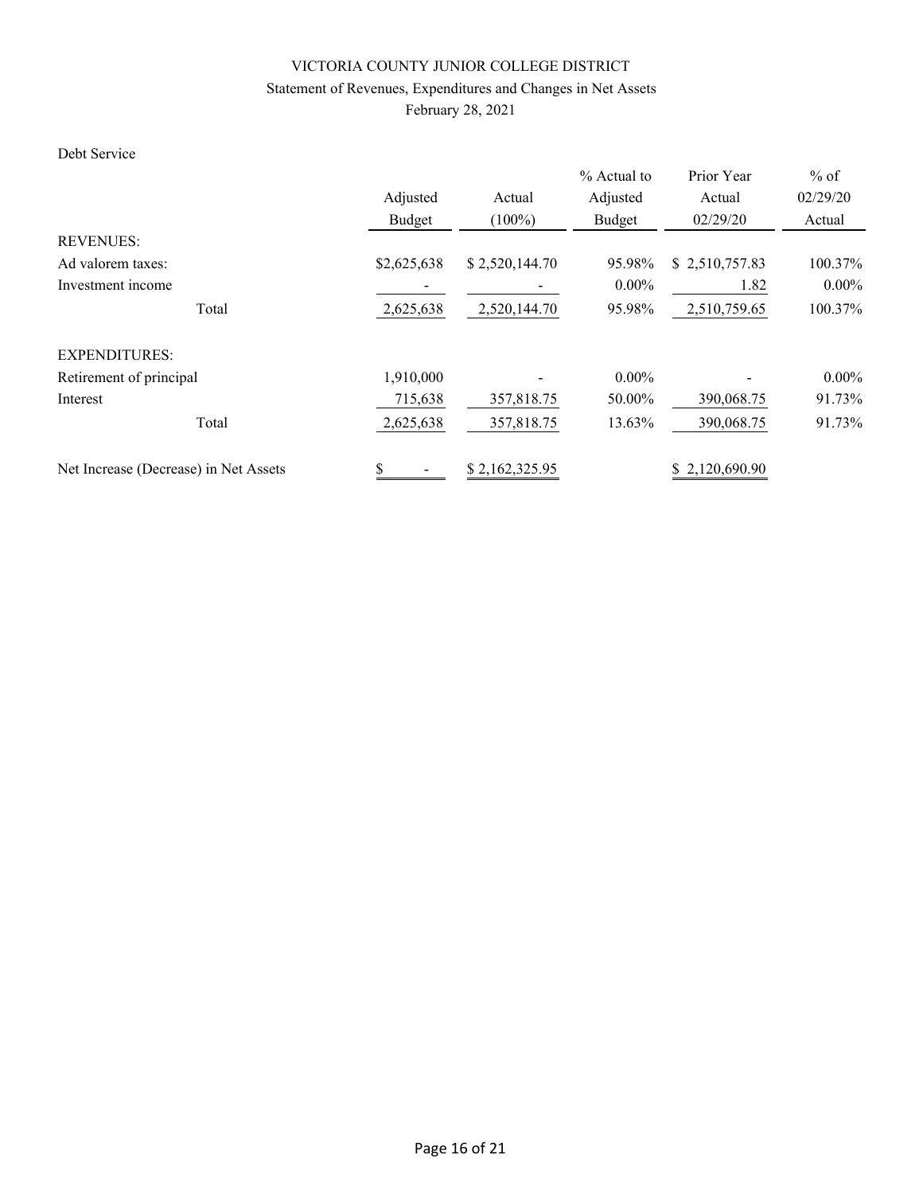VICTORIA COUNTY JUNIOR COLLEGE DISTRICT

Statement of Revenues, Expenditures and Changes in Net Assets

February 28, 2021

Debt Service

| | Adjusted Budget | Actual (100%) | % Actual to Adjusted Budget | Prior Year Actual 02/29/20 | % of 02/29/20 Actual |
|---|---|---|---|---|---|
| REVENUES: | | | | | |
| Ad valorem taxes: | $2,625,638 | $ 2,520,144.70 | 95.98% | $ 2,510,757.83 | 100.37% |
| Investment income | - | - | 0.00% | 1.82 | 0.00% |
| Total | 2,625,638 | 2,520,144.70 | 95.98% | 2,510,759.65 | 100.37% |
| EXPENDITURES: | | | | | |
| Retirement of principal | 1,910,000 | - | 0.00% | - | 0.00% |
| Interest | 715,638 | 357,818.75 | 50.00% | 390,068.75 | 91.73% |
| Total | 2,625,638 | 357,818.75 | 13.63% | 390,068.75 | 91.73% |
| Net Increase (Decrease) in Net Assets | $ - | $ 2,162,325.95 | | $ 2,120,690.90 | |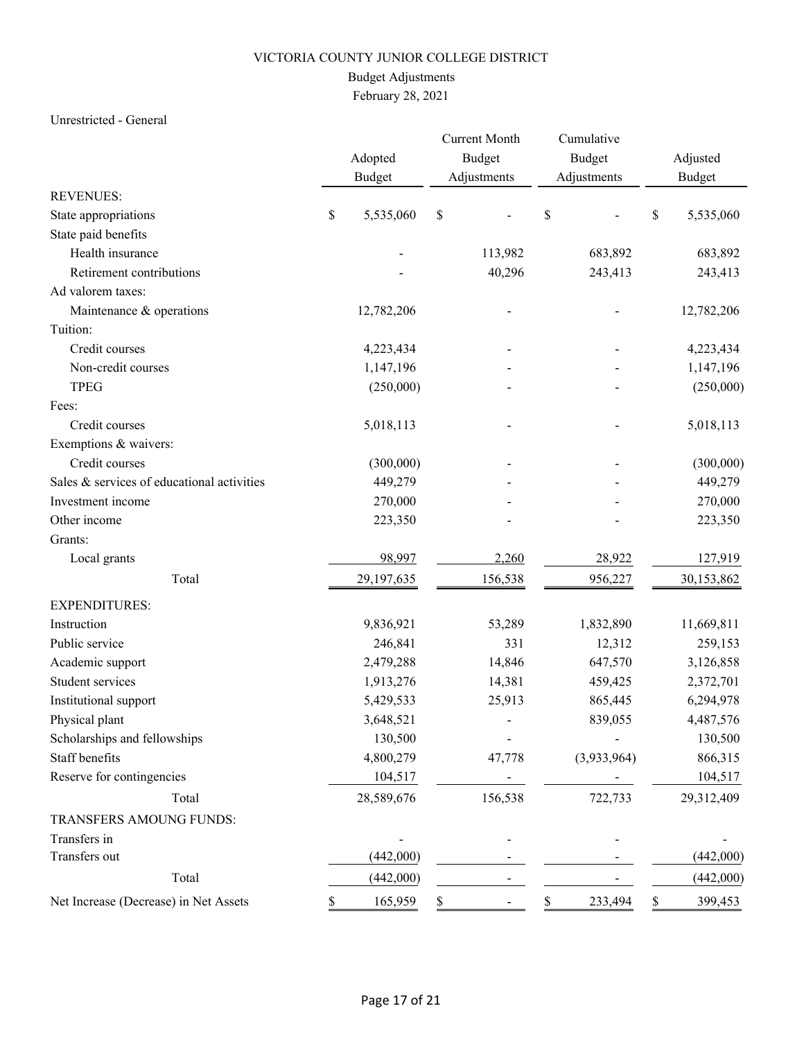VICTORIA COUNTY JUNIOR COLLEGE DISTRICT

Budget Adjustments

February 28, 2021

Unrestricted - General

| | Adopted Budget | Current Month Budget Adjustments | Cumulative Budget Adjustments | Adjusted Budget |
|---|---|---|---|---|
| REVENUES: | | | | |
| State appropriations | $ 5,535,060 | $ - | $ - | $ 5,535,060 |
| State paid benefits | | | | |
| Health insurance | - | 113,982 | 683,892 | 683,892 |
| Retirement contributions | - | 40,296 | 243,413 | 243,413 |
| Ad valorem taxes: | | | | |
| Maintenance & operations | 12,782,206 | - | - | 12,782,206 |
| Tuition: | | | | |
| Credit courses | 4,223,434 | - | - | 4,223,434 |
| Non-credit courses | 1,147,196 | - | - | 1,147,196 |
| TPEG | (250,000) | - | - | (250,000) |
| Fees: | | | | |
| Credit courses | 5,018,113 | - | - | 5,018,113 |
| Exemptions & waivers: | | | | |
| Credit courses | (300,000) | - | - | (300,000) |
| Sales & services of educational activities | 449,279 | - | - | 449,279 |
| Investment income | 270,000 | - | - | 270,000 |
| Other income | 223,350 | - | - | 223,350 |
| Grants: | | | | |
| Local grants | 98,997 | 2,260 | 28,922 | 127,919 |
| Total | 29,197,635 | 156,538 | 956,227 | 30,153,862 |
| EXPENDITURES: | | | | |
| Instruction | 9,836,921 | 53,289 | 1,832,890 | 11,669,811 |
| Public service | 246,841 | 331 | 12,312 | 259,153 |
| Academic support | 2,479,288 | 14,846 | 647,570 | 3,126,858 |
| Student services | 1,913,276 | 14,381 | 459,425 | 2,372,701 |
| Institutional support | 5,429,533 | 25,913 | 865,445 | 6,294,978 |
| Physical plant | 3,648,521 | - | 839,055 | 4,487,576 |
| Scholarships and fellowships | 130,500 | - | - | 130,500 |
| Staff benefits | 4,800,279 | 47,778 | (3,933,964) | 866,315 |
| Reserve for contingencies | 104,517 | - | - | 104,517 |
| Total | 28,589,676 | 156,538 | 722,733 | 29,312,409 |
| TRANSFERS AMOUNG FUNDS: | | | | |
| Transfers in | - | - | - | - |
| Transfers out | (442,000) | - | - | (442,000) |
| Total | (442,000) | - | - | (442,000) |
| Net Increase (Decrease) in Net Assets | $ 165,959 | $ - | $ 233,494 | $ 399,453 |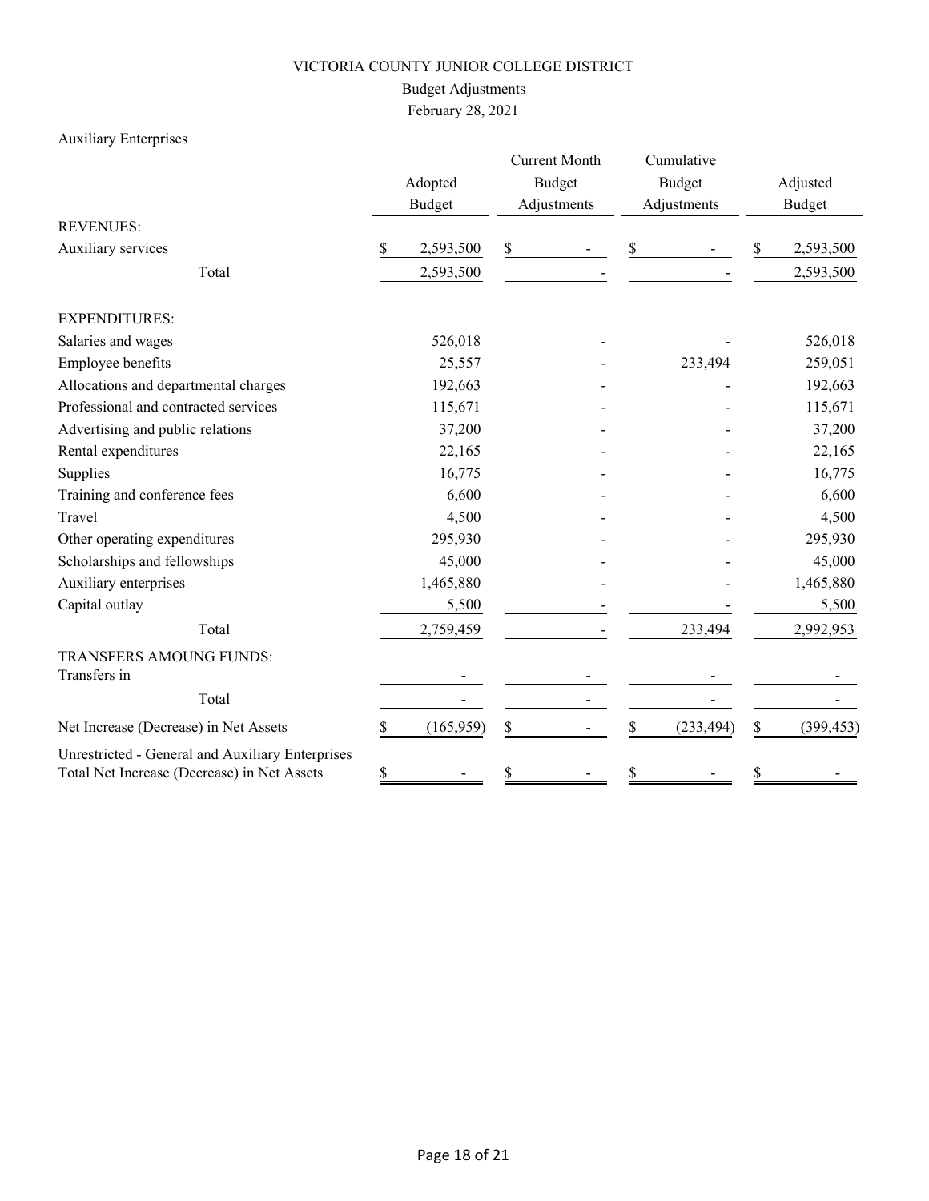VICTORIA COUNTY JUNIOR COLLEGE DISTRICT

Budget Adjustments

February 28, 2021

Auxiliary Enterprises

| | Adopted Budget | Current Month Budget Adjustments | Cumulative Budget Adjustments | Adjusted Budget |
|---|---|---|---|---|
| REVENUES: | | | | |
| Auxiliary services | $ 2,593,500 | $ - | $ - | $ 2,593,500 |
| Total | 2,593,500 | - | - | 2,593,500 |
| EXPENDITURES: | | | | |
| Salaries and wages | 526,018 | - | - | 526,018 |
| Employee benefits | 25,557 | - | 233,494 | 259,051 |
| Allocations and departmental charges | 192,663 | - | - | 192,663 |
| Professional and contracted services | 115,671 | - | - | 115,671 |
| Advertising and public relations | 37,200 | - | - | 37,200 |
| Rental expenditures | 22,165 | - | - | 22,165 |
| Supplies | 16,775 | - | - | 16,775 |
| Training and conference fees | 6,600 | - | - | 6,600 |
| Travel | 4,500 | - | - | 4,500 |
| Other operating expenditures | 295,930 | - | - | 295,930 |
| Scholarships and fellowships | 45,000 | - | - | 45,000 |
| Auxiliary enterprises | 1,465,880 | - | - | 1,465,880 |
| Capital outlay | 5,500 | - | - | 5,500 |
| Total | 2,759,459 | - | 233,494 | 2,992,953 |
| TRANSFERS AMOUNG FUNDS: | | | | |
| Transfers in | - | - | - | - |
| Total | - | - | - | - |
| Net Increase (Decrease) in Net Assets | $ (165,959) | $ - | $ (233,494) | $ (399,453) |
| Unrestricted - General and Auxiliary Enterprises Total Net Increase (Decrease) in Net Assets | $ - | $ - | $ - | $ - |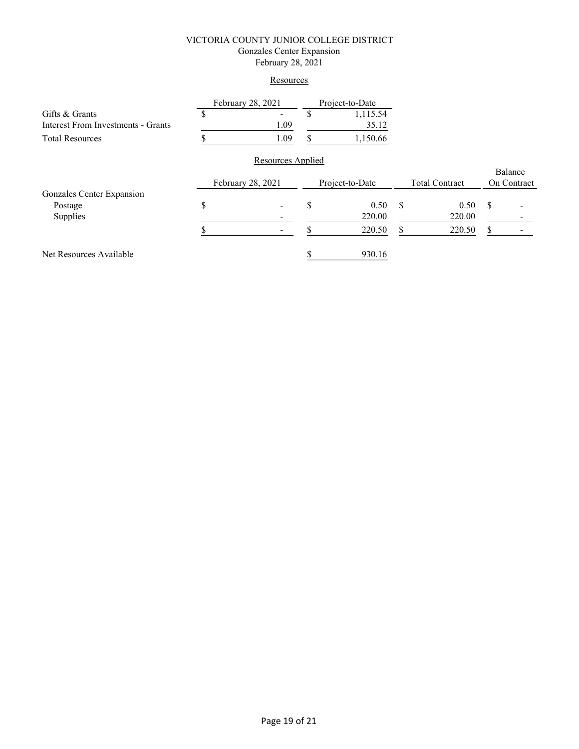# VICTORIA COUNTY JUNIOR COLLEGE DISTRICT
## Gonzales Center Expansion
### February 28, 2021

### Resources

| | February 28, 2021 | Project-to-Date |
|---|---|---|
| Gifts & Grants | $ - | $ 1,115.54 |
| Interest From Investments - Grants | 1.09 | 35.12 |
| Total Resources | $ 1.09 | $ 1,150.66 |

### Resources Applied

| | February 28, 2021 | Project-to-Date | Total Contract | Balance On Contract |
|---|---|---|---|---|
| Gonzales Center Expansion | | | | |
| Postage | $ - | $ 0.50 | $ 0.50 | $ - |
| Supplies | - | 220.00 | 220.00 | - |
| | $ - | $ 220.50 | $ 220.50 | $ - |
| | | | | |
| Net Resources Available | | $ 930.16 | | |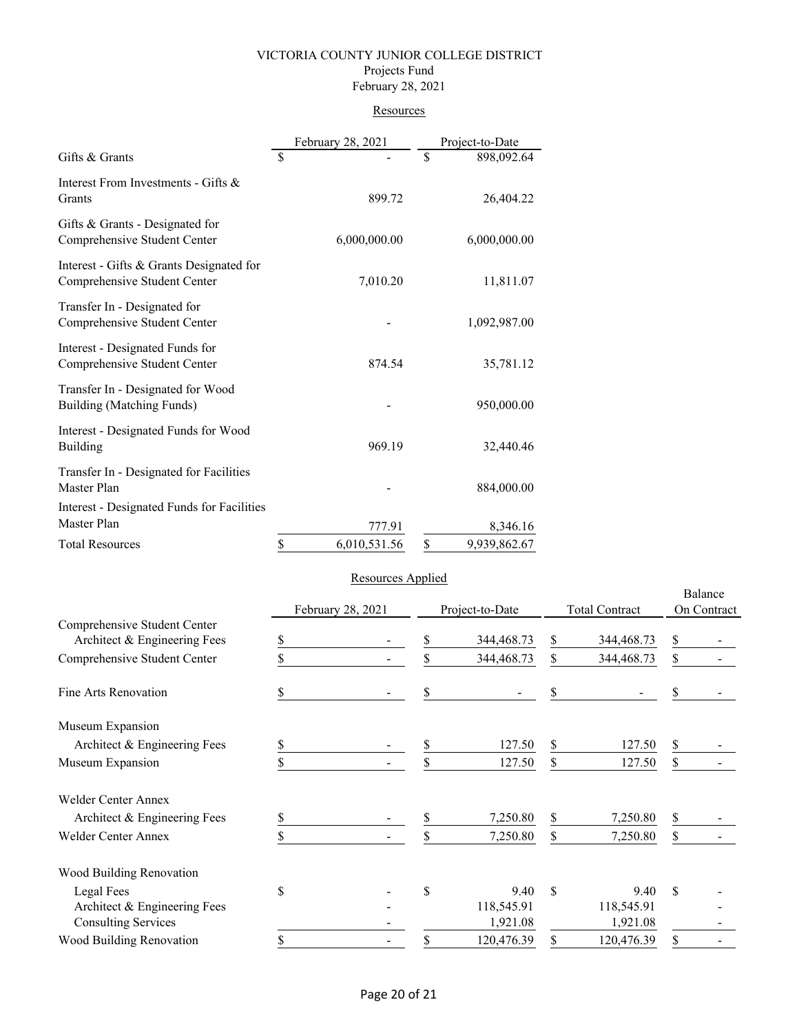VICTORIA COUNTY JUNIOR COLLEGE DISTRICT
Projects Fund
February 28, 2021

## Resources

| | February 28, 2021 | Project-to-Date |
|---|---|---|
| Gifts & Grants | $ - | $ 898,092.64 |
| Interest From Investments - Gifts & Grants | 899.72 | 26,404.22 |
| Gifts & Grants - Designated for Comprehensive Student Center | 6,000,000.00 | 6,000,000.00 |
| Interest - Gifts & Grants Designated for Comprehensive Student Center | 7,010.20 | 11,811.07 |
| Transfer In - Designated for Comprehensive Student Center | - | 1,092,987.00 |
| Interest - Designated Funds for Comprehensive Student Center | 874.54 | 35,781.12 |
| Transfer In - Designated for Wood Building (Matching Funds) | - | 950,000.00 |
| Interest - Designated Funds for Wood Building | 969.19 | 32,440.46 |
| Transfer In - Designated for Facilities Master Plan | - | 884,000.00 |
| Interest - Designated Funds for Facilities Master Plan | 777.91 | 8,346.16 |
| Total Resources | $ 6,010,531.56 | $ 9,939,862.67 |

## Resources Applied

| | February 28, 2021 | Project-to-Date | Total Contract | Balance On Contract |
|---|---|---|---|---|
| Comprehensive Student Center | | | | |
| Architect & Engineering Fees | $ - | $ 344,468.73 | $ 344,468.73 | $ - |
| Comprehensive Student Center | $ - | $ 344,468.73 | $ 344,468.73 | $ - |
| Fine Arts Renovation | $ - | $ - | $ - | $ - |
| Museum Expansion | | | | |
| Architect & Engineering Fees | $ - | $ 127.50 | $ 127.50 | $ - |
| Museum Expansion | $ - | $ 127.50 | $ 127.50 | $ - |
| Welder Center Annex | | | | |
| Architect & Engineering Fees | $ - | $ 7,250.80 | $ 7,250.80 | $ - |
| Welder Center Annex | $ - | $ 7,250.80 | $ 7,250.80 | $ - |
| Wood Building Renovation | | | | |
| Legal Fees | $ - | $ 9.40 | $ 9.40 | $ - |
| Architect & Engineering Fees | - | 118,545.91 | 118,545.91 | - |
| Consulting Services | - | 1,921.08 | 1,921.08 | - |
| Wood Building Renovation | $ - | $ 120,476.39 | $ 120,476.39 | $ - |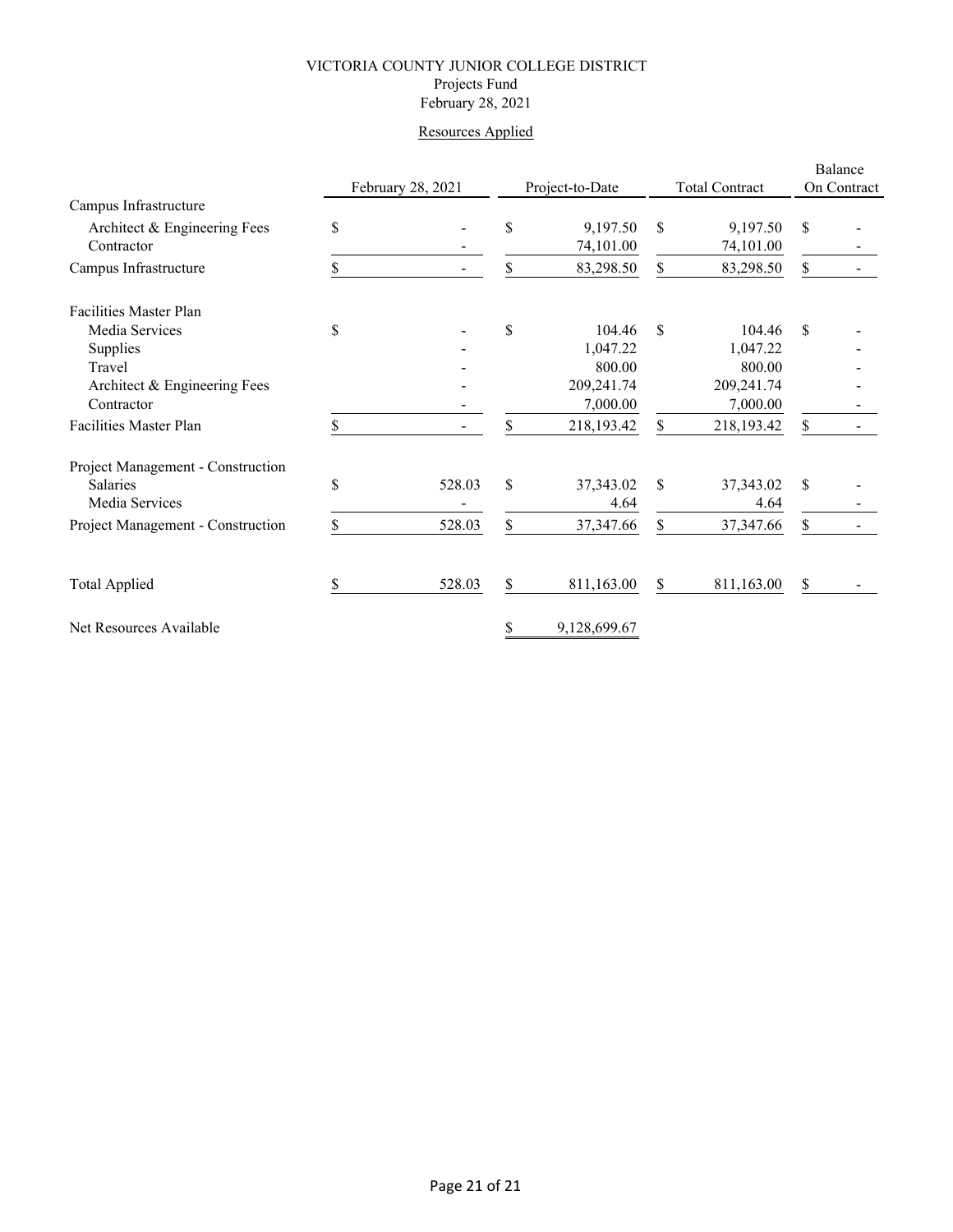VICTORIA COUNTY JUNIOR COLLEGE DISTRICT
Projects Fund
February 28, 2021

Resources Applied

| | February 28, 2021 | Project-to-Date | Total Contract | Balance On Contract |
|---|---|---|---|---|
| Campus Infrastructure | | | | |
| Architect & Engineering Fees | $ - | $ 9,197.50 | $ 9,197.50 | $ - |
| Contractor | - | 74,101.00 | 74,101.00 | - |
| Campus Infrastructure | $ - | $ 83,298.50 | $ 83,298.50 | $ - |
| Facilities Master Plan | | | | |
| Media Services | $ - | $ 104.46 | $ 104.46 | $ - |
| Supplies | - | 1,047.22 | 1,047.22 | - |
| Travel | - | 800.00 | 800.00 | - |
| Architect & Engineering Fees | - | 209,241.74 | 209,241.74 | - |
| Contractor | - | 7,000.00 | 7,000.00 | - |
| Facilities Master Plan | $ - | $ 218,193.42 | $ 218,193.42 | $ - |
| Project Management - Construction | | | | |
| Salaries | $ 528.03 | $ 37,343.02 | $ 37,343.02 | $ - |
| Media Services | - | 4.64 | 4.64 | - |
| Project Management - Construction | $ 528.03 | $ 37,347.66 | $ 37,347.66 | $ - |
| Total Applied | $ 528.03 | $ 811,163.00 | $ 811,163.00 | $ - |
| Net Resources Available | | $ 9,128,699.67 | | |